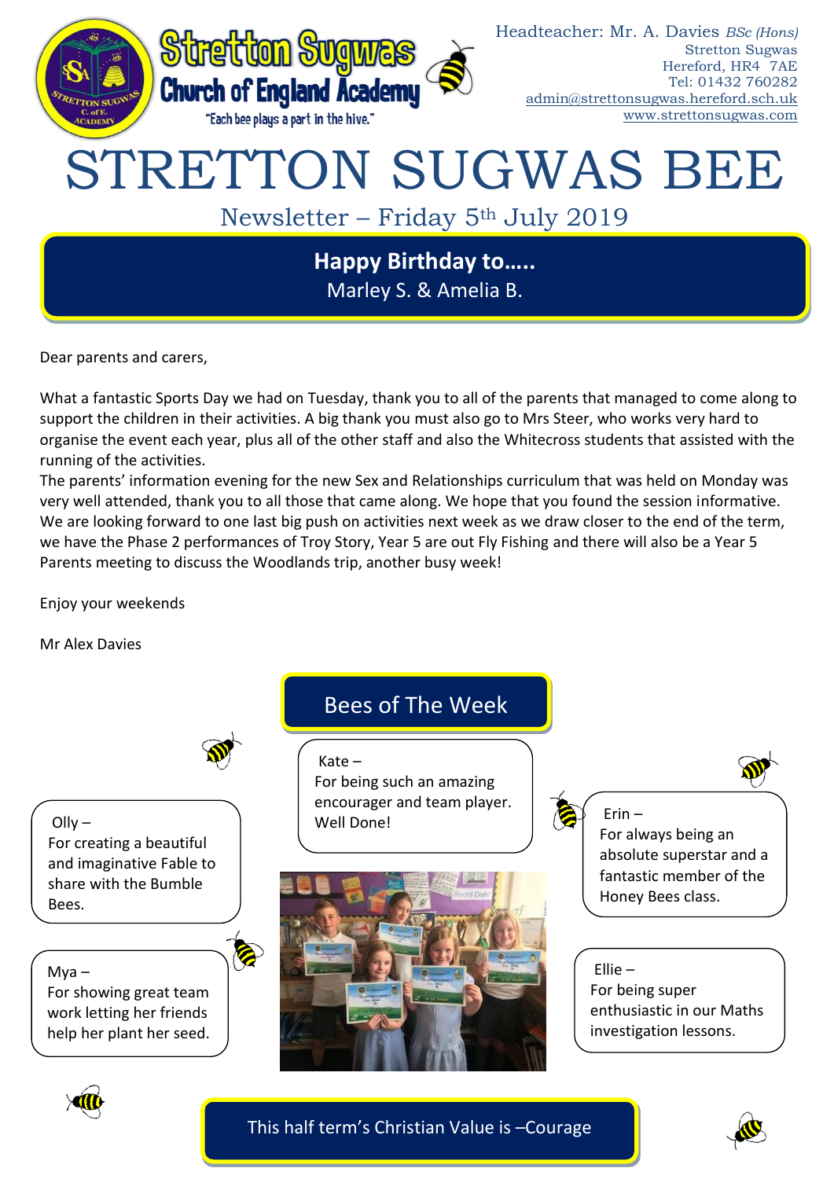Stretton Sugwas Church of England Academy

"Each bee plays a part in the hive."

Headteacher: Mr. A. Davies *BSc (Hons)*
Stretton Sugwas
Hereford, HR4 7AE
Tel: 01432 760282
admin@strettonsugwas.hereford.sch.uk
www.strettonsugwas.com

# STRETTON SUGWAS BEE

## Newsletter – Friday 5th July 2019

**Happy Birthday to…..**
Marley S. & Amelia B.

Dear parents and carers,

What a fantastic Sports Day we had on Tuesday, thank you to all of the parents that managed to come along to support the children in their activities. A big thank you must also go to Mrs Steer, who works very hard to organise the event each year, plus all of the other staff and also the Whitecross students that assisted with the running of the activities.
The parents' information evening for the new Sex and Relationships curriculum that was held on Monday was very well attended, thank you to all those that came along. We hope that you found the session informative.
We are looking forward to one last big push on activities next week as we draw closer to the end of the term, we have the Phase 2 performances of Troy Story, Year 5 are out Fly Fishing and there will also be a Year 5 Parents meeting to discuss the Woodlands trip, another busy week!

Enjoy your weekends

Mr Alex Davies

## Bees of The Week

Olly – For creating a beautiful and imaginative Fable to share with the Bumble Bees.

Kate – For being such an amazing encourager and team player. Well Done!

Erin – For always being an absolute superstar and a fantastic member of the Honey Bees class.

Mya – For showing great team work letting her friends help her plant her seed.

Ellie – For being super enthusiastic in our Maths investigation lessons.

This half term's Christian Value is –Courage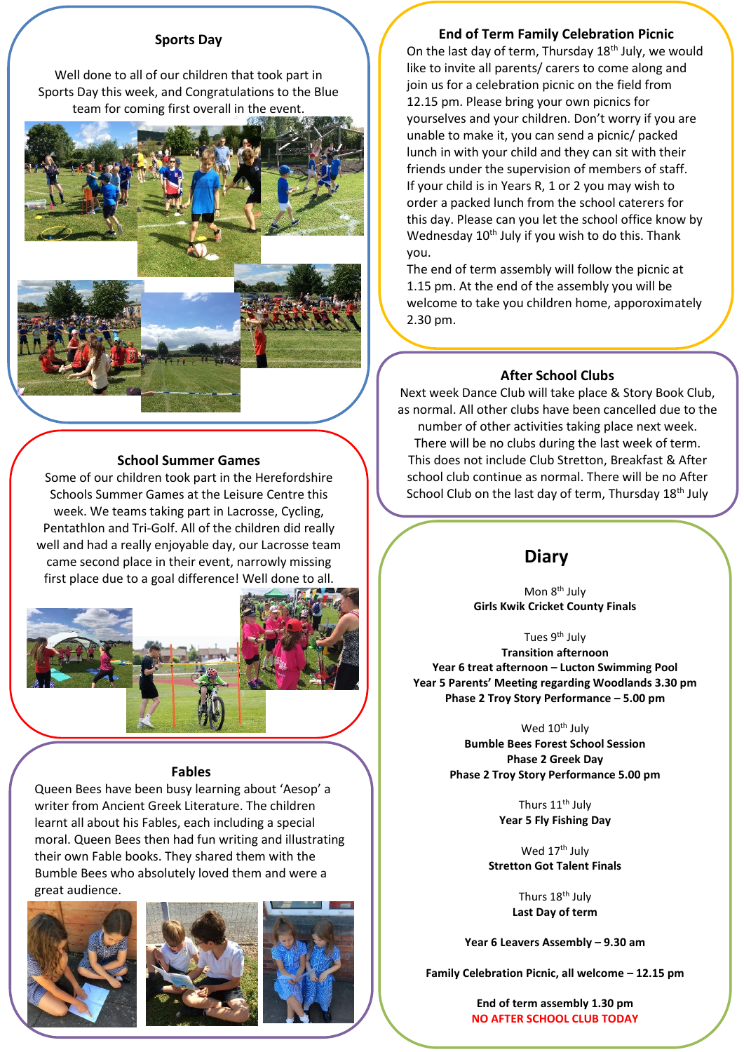## Sports Day

Well done to all of our children that took part in Sports Day this week, and Congratulations to the Blue team for coming first overall in the event.

## School Summer Games

Some of our children took part in the Herefordshire Schools Summer Games at the Leisure Centre this week. We teams taking part in Lacrosse, Cycling, Pentathlon and Tri-Golf. All of the children did really well and had a really enjoyable day, our Lacrosse team came second place in their event, narrowly missing first place due to a goal difference! Well done to all.

## Fables

Queen Bees have been busy learning about 'Aesop' a writer from Ancient Greek Literature. The children learnt all about his Fables, each including a special moral. Queen Bees then had fun writing and illustrating their own Fable books. They shared them with the Bumble Bees who absolutely loved them and were a great audience.

## End of Term Family Celebration Picnic

On the last day of term, Thursday 18th July, we would like to invite all parents/ carers to come along and join us for a celebration picnic on the field from 12.15 pm. Please bring your own picnics for yourselves and your children. Don't worry if you are unable to make it, you can send a picnic/ packed lunch in with your child and they can sit with their friends under the supervision of members of staff. If your child is in Years R, 1 or 2 you may wish to order a packed lunch from the school caterers for this day. Please can you let the school office know by Wednesday 10th July if you wish to do this. Thank you.

The end of term assembly will follow the picnic at 1.15 pm. At the end of the assembly you will be welcome to take you children home, apporoximately 2.30 pm.

## After School Clubs

Next week Dance Club will take place & Story Book Club, as normal. All other clubs have been cancelled due to the number of other activities taking place next week. There will be no clubs during the last week of term. This does not include Club Stretton, Breakfast & After school club continue as normal. There will be no After School Club on the last day of term, Thursday 18th July

## Diary

Mon 8th July
**Girls Kwik Cricket County Finals**

Tues 9th July
**Transition afternoon**
**Year 6 treat afternoon – Lucton Swimming Pool**
**Year 5 Parents' Meeting regarding Woodlands 3.30 pm**
**Phase 2 Troy Story Performance – 5.00 pm**

Wed 10th July
**Bumble Bees Forest School Session**
**Phase 2 Greek Day**
**Phase 2 Troy Story Performance 5.00 pm**

Thurs 11th July
**Year 5 Fly Fishing Day**

Wed 17th July
**Stretton Got Talent Finals**

Thurs 18th July
**Last Day of term**

**Year 6 Leavers Assembly – 9.30 am**

**Family Celebration Picnic, all welcome – 12.15 pm**

**End of term assembly 1.30 pm**
**NO AFTER SCHOOL CLUB TODAY**